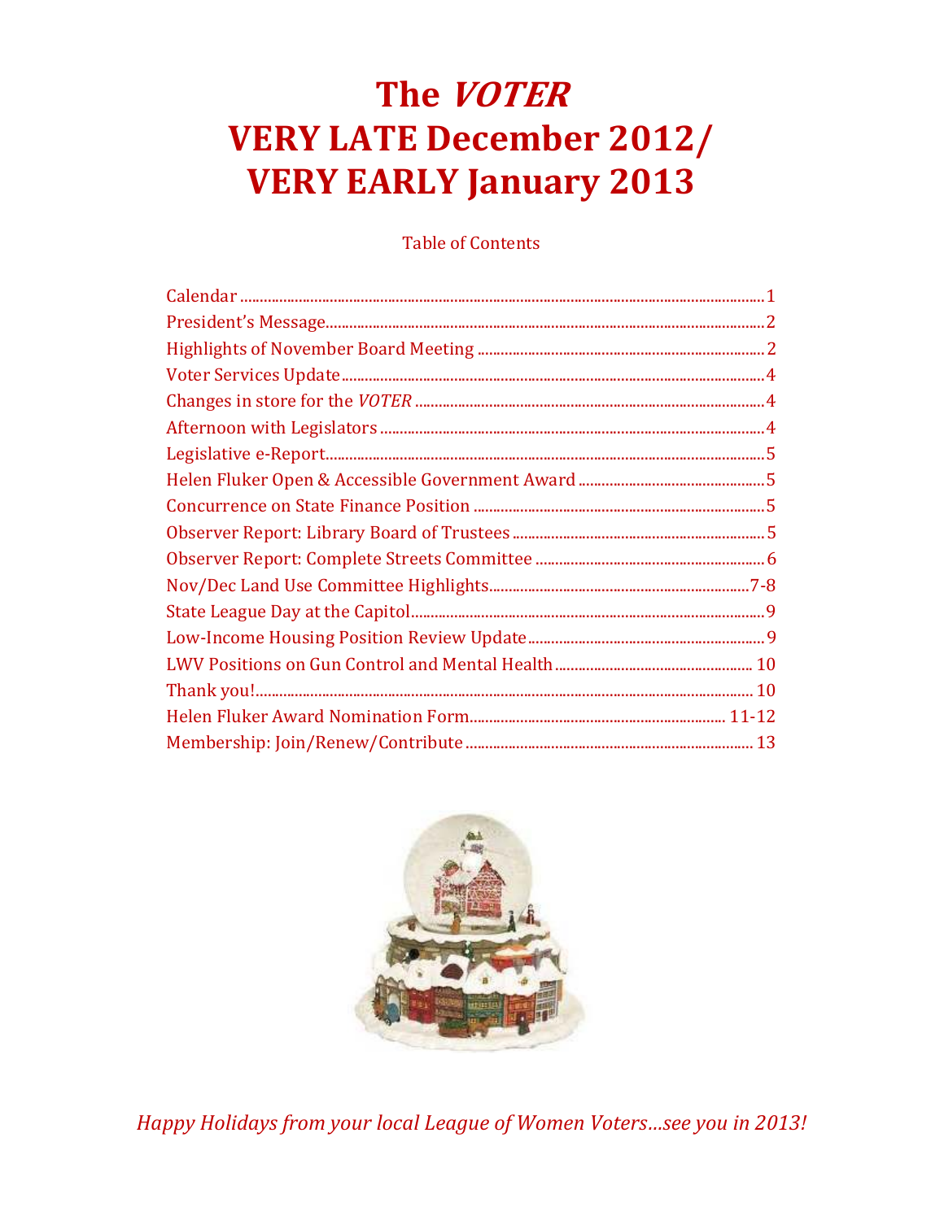# The *VOTER*
# VERY LATE December 2012/ VERY EARLY January 2013

Table of Contents

| | |
|---|---|
| Calendar | 1 |
| President's Message | 2 |
| Highlights of November Board Meeting | 2 |
| Voter Services Update | 4 |
| Changes in store for the *VOTER* | 4 |
| Afternoon with Legislators | 4 |
| Legislative e-Report | 5 |
| Helen Fluker Open & Accessible Government Award | 5 |
| Concurrence on State Finance Position | 5 |
| Observer Report: Library Board of Trustees | 5 |
| Observer Report: Complete Streets Committee | 6 |
| Nov/Dec Land Use Committee Highlights | 7-8 |
| State League Day at the Capitol | 9 |
| Low-Income Housing Position Review Update | 9 |
| LWV Positions on Gun Control and Mental Health | 10 |
| Thank you! | 10 |
| Helen Fluker Award Nomination Form | 11-12 |
| Membership: Join/Renew/Contribute | 13 |

*Happy Holidays from your local League of Women Voters…see you in 2013!*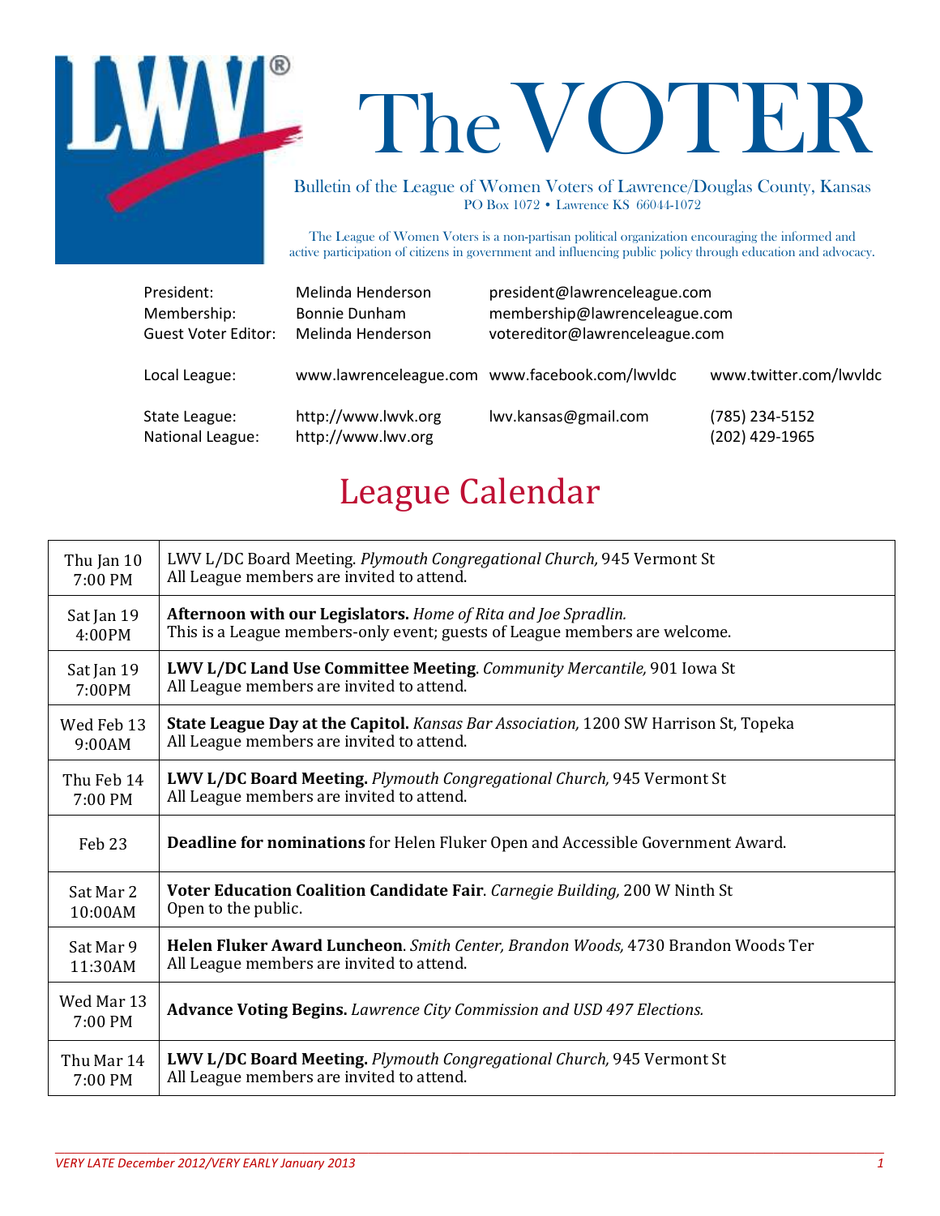# The VOTER

Bulletin of the League of Women Voters of Lawrence/Douglas County, Kansas
PO Box 1072 • Lawrence KS 66044-1072

The League of Women Voters is a non-partisan political organization encouraging the informed and active participation of citizens in government and influencing public policy through education and advocacy.

| | | | |
|---|---|---|---|
| President: | Melinda Henderson | president@lawrenceleague.com | |
| Membership: | Bonnie Dunham | membership@lawrenceleague.com | |
| Guest Voter Editor: | Melinda Henderson | votereditor@lawrenceleague.com | |
| Local League: | www.lawrenceleague.com | www.facebook.com/lwvldc | www.twitter.com/lwvldc |
| State League: | http://www.lwvk.org | lwv.kansas@gmail.com | (785) 234-5152 |
| National League: | http://www.lwv.org | | (202) 429-1965 |

## League Calendar

| Date | Event |
|---|---|
| Thu Jan 10 7:00 PM | LWV L/DC Board Meeting. *Plymouth Congregational Church,* 945 Vermont St<br>All League members are invited to attend. |
| Sat Jan 19 4:00PM | **Afternoon with our Legislators.** *Home of Rita and Joe Spradlin.*<br>This is a League members-only event; guests of League members are welcome. |
| Sat Jan 19 7:00PM | **LWV L/DC Land Use Committee Meeting**. *Community Mercantile,* 901 Iowa St<br>All League members are invited to attend. |
| Wed Feb 13 9:00AM | **State League Day at the Capitol.** *Kansas Bar Association,* 1200 SW Harrison St, Topeka<br>All League members are invited to attend. |
| Thu Feb 14 7:00 PM | **LWV L/DC Board Meeting.** *Plymouth Congregational Church,* 945 Vermont St<br>All League members are invited to attend. |
| Feb 23 | **Deadline for nominations** for Helen Fluker Open and Accessible Government Award. |
| Sat Mar 2 10:00AM | **Voter Education Coalition Candidate Fair**. *Carnegie Building,* 200 W Ninth St<br>Open to the public. |
| Sat Mar 9 11:30AM | **Helen Fluker Award Luncheon**. *Smith Center, Brandon Woods,* 4730 Brandon Woods Ter<br>All League members are invited to attend. |
| Wed Mar 13 7:00 PM | **Advance Voting Begins.** *Lawrence City Commission and USD 497 Elections.* |
| Thu Mar 14 7:00 PM | **LWV L/DC Board Meeting.** *Plymouth Congregational Church,* 945 Vermont St<br>All League members are invited to attend. |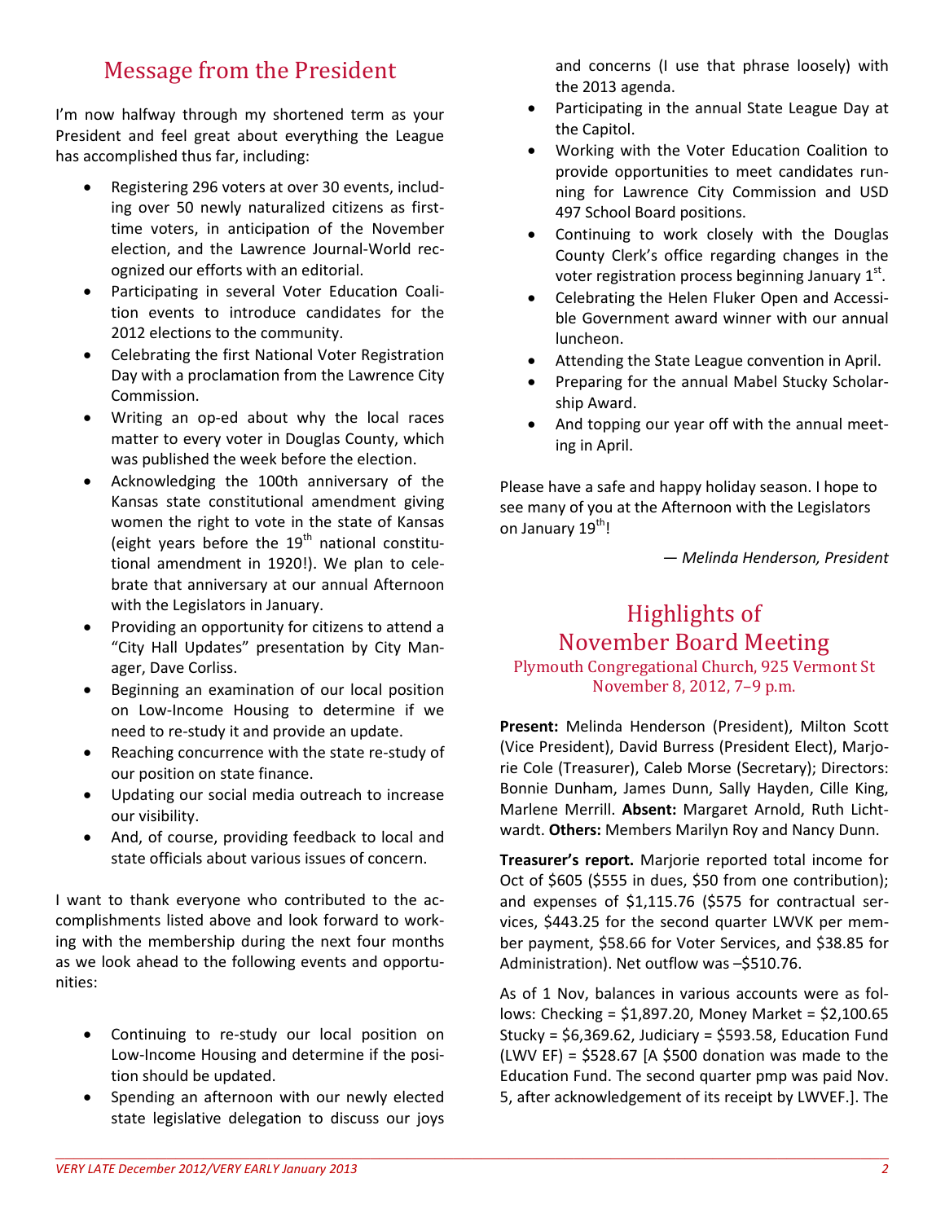## Message from the President

I'm now halfway through my shortened term as your President and feel great about everything the League has accomplished thus far, including:

- Registering 296 voters at over 30 events, including over 50 newly naturalized citizens as first-time voters, in anticipation of the November election, and the Lawrence Journal-World recognized our efforts with an editorial.
- Participating in several Voter Education Coalition events to introduce candidates for the 2012 elections to the community.
- Celebrating the first National Voter Registration Day with a proclamation from the Lawrence City Commission.
- Writing an op-ed about why the local races matter to every voter in Douglas County, which was published the week before the election.
- Acknowledging the 100th anniversary of the Kansas state constitutional amendment giving women the right to vote in the state of Kansas (eight years before the 19th national constitutional amendment in 1920!). We plan to celebrate that anniversary at our annual Afternoon with the Legislators in January.
- Providing an opportunity for citizens to attend a "City Hall Updates" presentation by City Manager, Dave Corliss.
- Beginning an examination of our local position on Low-Income Housing to determine if we need to re-study it and provide an update.
- Reaching concurrence with the state re-study of our position on state finance.
- Updating our social media outreach to increase our visibility.
- And, of course, providing feedback to local and state officials about various issues of concern.

I want to thank everyone who contributed to the accomplishments listed above and look forward to working with the membership during the next four months as we look ahead to the following events and opportunities:

- Continuing to re-study our local position on Low-Income Housing and determine if the position should be updated.
- Spending an afternoon with our newly elected state legislative delegation to discuss our joys and concerns (I use that phrase loosely) with the 2013 agenda.
- Participating in the annual State League Day at the Capitol.
- Working with the Voter Education Coalition to provide opportunities to meet candidates running for Lawrence City Commission and USD 497 School Board positions.
- Continuing to work closely with the Douglas County Clerk's office regarding changes in the voter registration process beginning January 1st.
- Celebrating the Helen Fluker Open and Accessible Government award winner with our annual luncheon.
- Attending the State League convention in April.
- Preparing for the annual Mabel Stucky Scholarship Award.
- And topping our year off with the annual meeting in April.

Please have a safe and happy holiday season. I hope to see many of you at the Afternoon with the Legislators on January 19th!

*— Melinda Henderson, President*

## Highlights of November Board Meeting

Plymouth Congregational Church, 925 Vermont St
November 8, 2012, 7–9 p.m.

**Present:** Melinda Henderson (President), Milton Scott (Vice President), David Burress (President Elect), Marjorie Cole (Treasurer), Caleb Morse (Secretary); Directors: Bonnie Dunham, James Dunn, Sally Hayden, Cille King, Marlene Merrill. **Absent:** Margaret Arnold, Ruth Lichtwardt. **Others:** Members Marilyn Roy and Nancy Dunn.

**Treasurer's report.** Marjorie reported total income for Oct of $605 ($555 in dues, $50 from one contribution); and expenses of $1,115.76 ($575 for contractual services, $443.25 for the second quarter LWVK per member payment, $58.66 for Voter Services, and $38.85 for Administration). Net outflow was –$510.76.

As of 1 Nov, balances in various accounts were as follows: Checking = $1,897.20, Money Market = $2,100.65 Stucky = $6,369.62, Judiciary = $593.58, Education Fund (LWV EF) = $528.67 [A $500 donation was made to the Education Fund. The second quarter pmp was paid Nov. 5, after acknowledgement of its receipt by LWVEF.]. The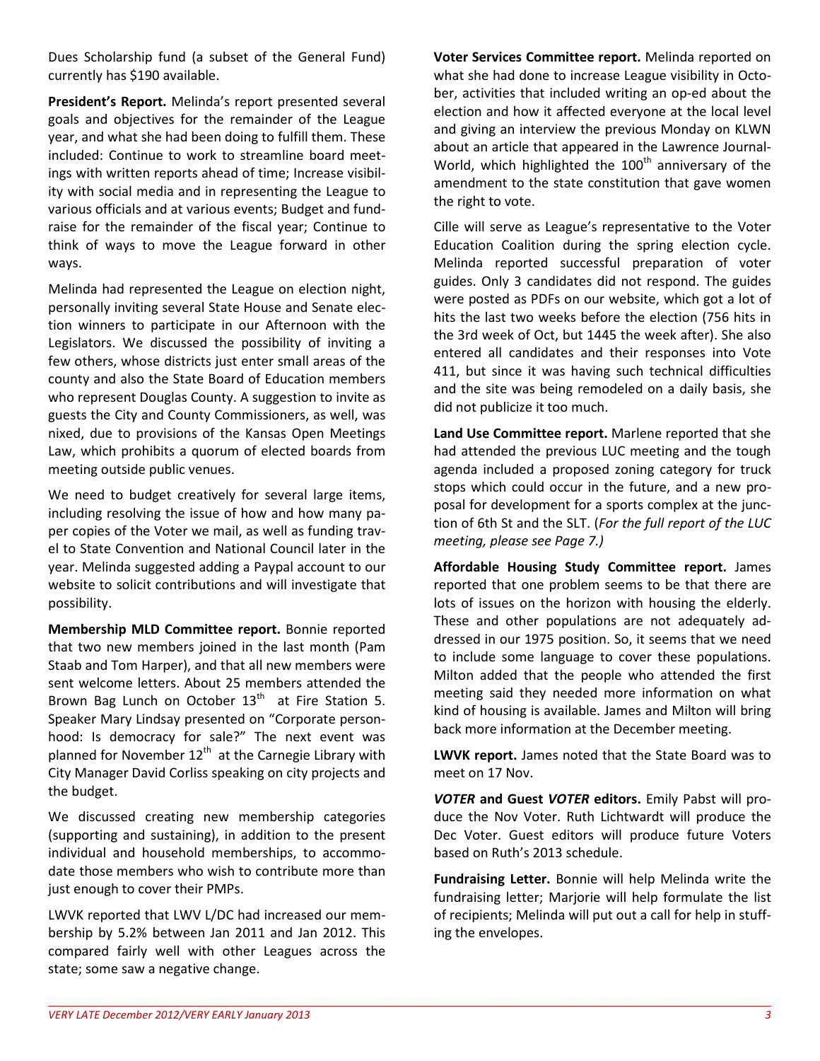Dues Scholarship fund (a subset of the General Fund) currently has $190 available.

**President's Report.** Melinda's report presented several goals and objectives for the remainder of the League year, and what she had been doing to fulfill them. These included: Continue to work to streamline board meetings with written reports ahead of time; Increase visibility with social media and in representing the League to various officials and at various events; Budget and fundraise for the remainder of the fiscal year; Continue to think of ways to move the League forward in other ways.

Melinda had represented the League on election night, personally inviting several State House and Senate election winners to participate in our Afternoon with the Legislators. We discussed the possibility of inviting a few others, whose districts just enter small areas of the county and also the State Board of Education members who represent Douglas County. A suggestion to invite as guests the City and County Commissioners, as well, was nixed, due to provisions of the Kansas Open Meetings Law, which prohibits a quorum of elected boards from meeting outside public venues.

We need to budget creatively for several large items, including resolving the issue of how and how many paper copies of the Voter we mail, as well as funding travel to State Convention and National Council later in the year. Melinda suggested adding a Paypal account to our website to solicit contributions and will investigate that possibility.

**Membership MLD Committee report.** Bonnie reported that two new members joined in the last month (Pam Staab and Tom Harper), and that all new members were sent welcome letters. About 25 members attended the Brown Bag Lunch on October 13th at Fire Station 5. Speaker Mary Lindsay presented on "Corporate personhood: Is democracy for sale?" The next event was planned for November 12th at the Carnegie Library with City Manager David Corliss speaking on city projects and the budget.

We discussed creating new membership categories (supporting and sustaining), in addition to the present individual and household memberships, to accommodate those members who wish to contribute more than just enough to cover their PMPs.

LWVK reported that LWV L/DC had increased our membership by 5.2% between Jan 2011 and Jan 2012. This compared fairly well with other Leagues across the state; some saw a negative change.

**Voter Services Committee report.** Melinda reported on what she had done to increase League visibility in October, activities that included writing an op-ed about the election and how it affected everyone at the local level and giving an interview the previous Monday on KLWN about an article that appeared in the Lawrence Journal-World, which highlighted the 100th anniversary of the amendment to the state constitution that gave women the right to vote.

Cille will serve as League's representative to the Voter Education Coalition during the spring election cycle. Melinda reported successful preparation of voter guides. Only 3 candidates did not respond. The guides were posted as PDFs on our website, which got a lot of hits the last two weeks before the election (756 hits in the 3rd week of Oct, but 1445 the week after). She also entered all candidates and their responses into Vote 411, but since it was having such technical difficulties and the site was being remodeled on a daily basis, she did not publicize it too much.

**Land Use Committee report.** Marlene reported that she had attended the previous LUC meeting and the tough agenda included a proposed zoning category for truck stops which could occur in the future, and a new proposal for development for a sports complex at the junction of 6th St and the SLT. (*For the full report of the LUC meeting, please see Page 7.)*

**Affordable Housing Study Committee report.** James reported that one problem seems to be that there are lots of issues on the horizon with housing the elderly. These and other populations are not adequately addressed in our 1975 position. So, it seems that we need to include some language to cover these populations. Milton added that the people who attended the first meeting said they needed more information on what kind of housing is available. James and Milton will bring back more information at the December meeting.

**LWVK report.** James noted that the State Board was to meet on 17 Nov.

***VOTER* and Guest *VOTER* editors.** Emily Pabst will produce the Nov Voter. Ruth Lichtwardt will produce the Dec Voter. Guest editors will produce future Voters based on Ruth's 2013 schedule.

**Fundraising Letter.** Bonnie will help Melinda write the fundraising letter; Marjorie will help formulate the list of recipients; Melinda will put out a call for help in stuffing the envelopes.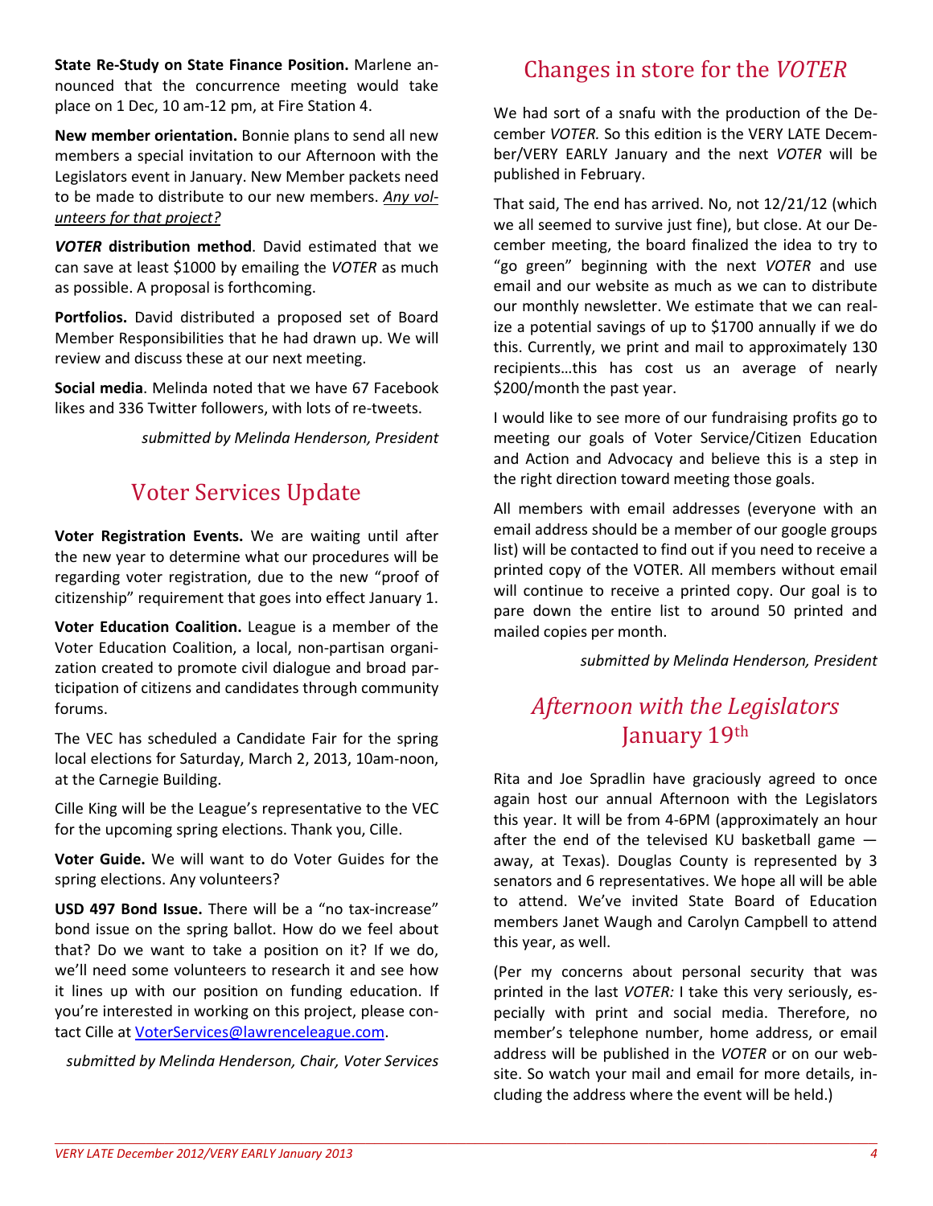**State Re-Study on State Finance Position.** Marlene announced that the concurrence meeting would take place on 1 Dec, 10 am-12 pm, at Fire Station 4.

**New member orientation.** Bonnie plans to send all new members a special invitation to our Afternoon with the Legislators event in January. New Member packets need to be made to distribute to our new members. *Any volunteers for that project?*

***VOTER* distribution method**. David estimated that we can save at least $1000 by emailing the *VOTER* as much as possible. A proposal is forthcoming.

**Portfolios.** David distributed a proposed set of Board Member Responsibilities that he had drawn up. We will review and discuss these at our next meeting.

**Social media**. Melinda noted that we have 67 Facebook likes and 336 Twitter followers, with lots of re-tweets.

*submitted by Melinda Henderson, President*

## Voter Services Update

**Voter Registration Events.** We are waiting until after the new year to determine what our procedures will be regarding voter registration, due to the new "proof of citizenship" requirement that goes into effect January 1.

**Voter Education Coalition.** League is a member of the Voter Education Coalition, a local, non-partisan organization created to promote civil dialogue and broad participation of citizens and candidates through community forums.

The VEC has scheduled a Candidate Fair for the spring local elections for Saturday, March 2, 2013, 10am-noon, at the Carnegie Building.

Cille King will be the League's representative to the VEC for the upcoming spring elections. Thank you, Cille.

**Voter Guide.** We will want to do Voter Guides for the spring elections. Any volunteers?

**USD 497 Bond Issue.** There will be a "no tax-increase" bond issue on the spring ballot. How do we feel about that? Do we want to take a position on it? If we do, we'll need some volunteers to research it and see how it lines up with our position on funding education. If you're interested in working on this project, please contact Cille at VoterServices@lawrenceleague.com.

*submitted by Melinda Henderson, Chair, Voter Services*

## Changes in store for the *VOTER*

We had sort of a snafu with the production of the December *VOTER.* So this edition is the VERY LATE December/VERY EARLY January and the next *VOTER* will be published in February.

That said, The end has arrived. No, not 12/21/12 (which we all seemed to survive just fine), but close. At our December meeting, the board finalized the idea to try to "go green" beginning with the next *VOTER* and use email and our website as much as we can to distribute our monthly newsletter. We estimate that we can realize a potential savings of up to $1700 annually if we do this. Currently, we print and mail to approximately 130 recipients…this has cost us an average of nearly $200/month the past year.

I would like to see more of our fundraising profits go to meeting our goals of Voter Service/Citizen Education and Action and Advocacy and believe this is a step in the right direction toward meeting those goals.

All members with email addresses (everyone with an email address should be a member of our google groups list) will be contacted to find out if you need to receive a printed copy of the VOTER. All members without email will continue to receive a printed copy. Our goal is to pare down the entire list to around 50 printed and mailed copies per month.

*submitted by Melinda Henderson, President*

## *Afternoon with the Legislators* January 19th

Rita and Joe Spradlin have graciously agreed to once again host our annual Afternoon with the Legislators this year. It will be from 4-6PM (approximately an hour after the end of the televised KU basketball game — away, at Texas). Douglas County is represented by 3 senators and 6 representatives. We hope all will be able to attend. We've invited State Board of Education members Janet Waugh and Carolyn Campbell to attend this year, as well.

(Per my concerns about personal security that was printed in the last *VOTER:* I take this very seriously, especially with print and social media. Therefore, no member's telephone number, home address, or email address will be published in the *VOTER* or on our website. So watch your mail and email for more details, including the address where the event will be held.)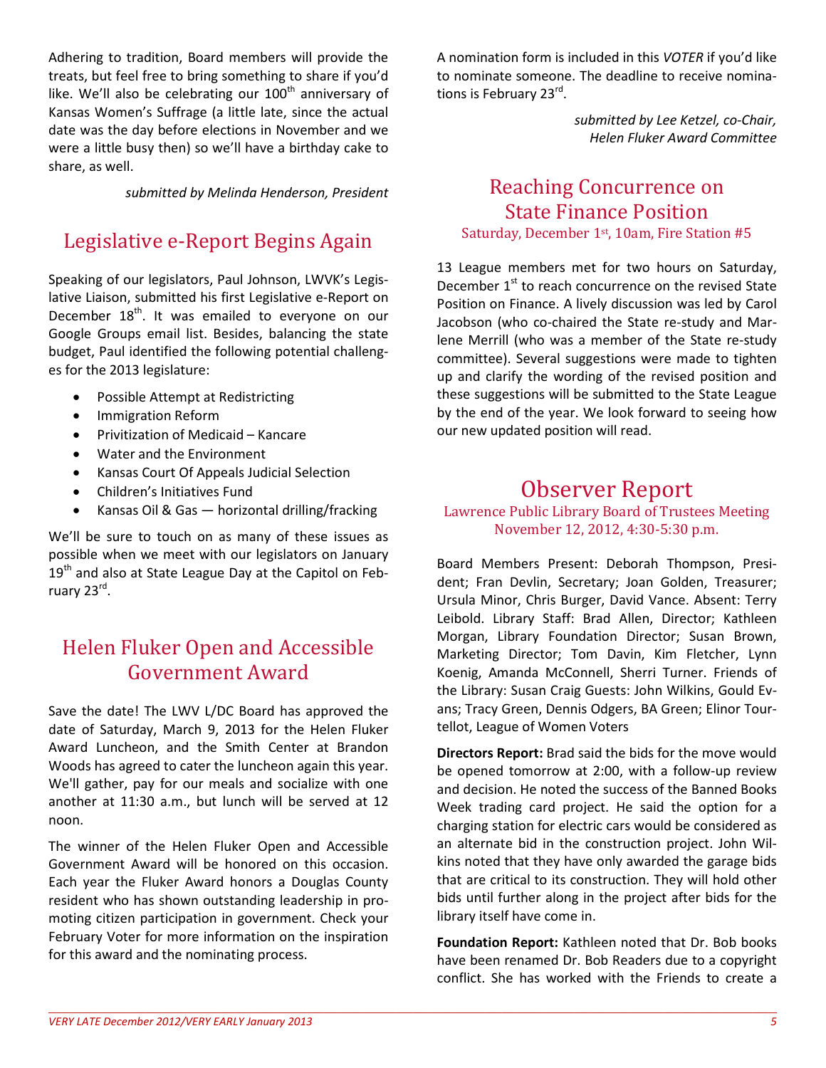Adhering to tradition, Board members will provide the treats, but feel free to bring something to share if you'd like. We'll also be celebrating our 100th anniversary of Kansas Women's Suffrage (a little late, since the actual date was the day before elections in November and we were a little busy then) so we'll have a birthday cake to share, as well.

*submitted by Melinda Henderson, President*

## Legislative e-Report Begins Again

Speaking of our legislators, Paul Johnson, LWVK's Legislative Liaison, submitted his first Legislative e-Report on December 18th. It was emailed to everyone on our Google Groups email list. Besides, balancing the state budget, Paul identified the following potential challenges for the 2013 legislature:

- Possible Attempt at Redistricting
- Immigration Reform
- Privitization of Medicaid – Kancare
- Water and the Environment
- Kansas Court Of Appeals Judicial Selection
- Children's Initiatives Fund
- Kansas Oil & Gas — horizontal drilling/fracking

We'll be sure to touch on as many of these issues as possible when we meet with our legislators on January 19th and also at State League Day at the Capitol on February 23rd.

## Helen Fluker Open and Accessible Government Award

Save the date! The LWV L/DC Board has approved the date of Saturday, March 9, 2013 for the Helen Fluker Award Luncheon, and the Smith Center at Brandon Woods has agreed to cater the luncheon again this year. We'll gather, pay for our meals and socialize with one another at 11:30 a.m., but lunch will be served at 12 noon.

The winner of the Helen Fluker Open and Accessible Government Award will be honored on this occasion. Each year the Fluker Award honors a Douglas County resident who has shown outstanding leadership in promoting citizen participation in government. Check your February Voter for more information on the inspiration for this award and the nominating process.

A nomination form is included in this *VOTER* if you'd like to nominate someone. The deadline to receive nominations is February 23rd.

*submitted by Lee Ketzel, co-Chair, Helen Fluker Award Committee*

## Reaching Concurrence on State Finance Position

### Saturday, December 1st, 10am, Fire Station #5

13 League members met for two hours on Saturday, December 1st to reach concurrence on the revised State Position on Finance. A lively discussion was led by Carol Jacobson (who co-chaired the State re-study and Marlene Merrill (who was a member of the State re-study committee). Several suggestions were made to tighten up and clarify the wording of the revised position and these suggestions will be submitted to the State League by the end of the year. We look forward to seeing how our new updated position will read.

## Observer Report

### Lawrence Public Library Board of Trustees Meeting November 12, 2012, 4:30-5:30 p.m.

Board Members Present: Deborah Thompson, President; Fran Devlin, Secretary; Joan Golden, Treasurer; Ursula Minor, Chris Burger, David Vance. Absent: Terry Leibold. Library Staff: Brad Allen, Director; Kathleen Morgan, Library Foundation Director; Susan Brown, Marketing Director; Tom Davin, Kim Fletcher, Lynn Koenig, Amanda McConnell, Sherri Turner. Friends of the Library: Susan Craig Guests: John Wilkins, Gould Evans; Tracy Green, Dennis Odgers, BA Green; Elinor Tourtellot, League of Women Voters

**Directors Report:** Brad said the bids for the move would be opened tomorrow at 2:00, with a follow-up review and decision. He noted the success of the Banned Books Week trading card project. He said the option for a charging station for electric cars would be considered as an alternate bid in the construction project. John Wilkins noted that they have only awarded the garage bids that are critical to its construction. They will hold other bids until further along in the project after bids for the library itself have come in.

**Foundation Report:** Kathleen noted that Dr. Bob books have been renamed Dr. Bob Readers due to a copyright conflict. She has worked with the Friends to create a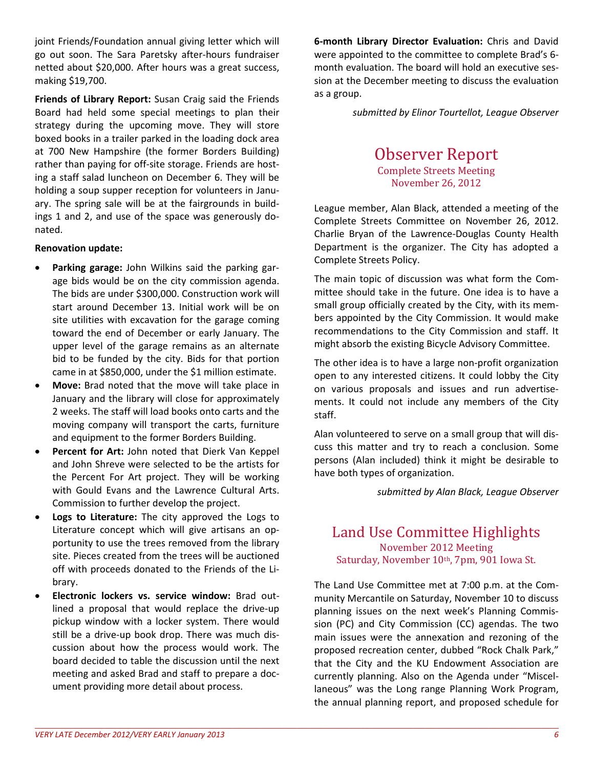joint Friends/Foundation annual giving letter which will go out soon. The Sara Paretsky after-hours fundraiser netted about $20,000. After hours was a great success, making $19,700.

**Friends of Library Report:** Susan Craig said the Friends Board had held some special meetings to plan their strategy during the upcoming move. They will store boxed books in a trailer parked in the loading dock area at 700 New Hampshire (the former Borders Building) rather than paying for off-site storage. Friends are hosting a staff salad luncheon on December 6. They will be holding a soup supper reception for volunteers in January. The spring sale will be at the fairgrounds in buildings 1 and 2, and use of the space was generously donated.

**Renovation update:**

- **Parking garage:** John Wilkins said the parking garage bids would be on the city commission agenda. The bids are under $300,000. Construction work will start around December 13. Initial work will be on site utilities with excavation for the garage coming toward the end of December or early January. The upper level of the garage remains as an alternate bid to be funded by the city. Bids for that portion came in at $850,000, under the $1 million estimate.
- **Move:** Brad noted that the move will take place in January and the library will close for approximately 2 weeks. The staff will load books onto carts and the moving company will transport the carts, furniture and equipment to the former Borders Building.
- **Percent for Art:** John noted that Dierk Van Keppel and John Shreve were selected to be the artists for the Percent For Art project. They will be working with Gould Evans and the Lawrence Cultural Arts. Commission to further develop the project.
- **Logs to Literature:** The city approved the Logs to Literature concept which will give artisans an opportunity to use the trees removed from the library site. Pieces created from the trees will be auctioned off with proceeds donated to the Friends of the Library.
- **Electronic lockers vs. service window:** Brad outlined a proposal that would replace the drive-up pickup window with a locker system. There would still be a drive-up book drop. There was much discussion about how the process would work. The board decided to table the discussion until the next meeting and asked Brad and staff to prepare a document providing more detail about process.

**6-month Library Director Evaluation:** Chris and David were appointed to the committee to complete Brad's 6-month evaluation. The board will hold an executive session at the December meeting to discuss the evaluation as a group.

*submitted by Elinor Tourtellot, League Observer*

## Observer Report

Complete Streets Meeting
November 26, 2012

League member, Alan Black, attended a meeting of the Complete Streets Committee on November 26, 2012. Charlie Bryan of the Lawrence-Douglas County Health Department is the organizer. The City has adopted a Complete Streets Policy.

The main topic of discussion was what form the Committee should take in the future. One idea is to have a small group officially created by the City, with its members appointed by the City Commission. It would make recommendations to the City Commission and staff. It might absorb the existing Bicycle Advisory Committee.

The other idea is to have a large non-profit organization open to any interested citizens. It could lobby the City on various proposals and issues and run advertisements. It could not include any members of the City staff.

Alan volunteered to serve on a small group that will discuss this matter and try to reach a conclusion. Some persons (Alan included) think it might be desirable to have both types of organization.

*submitted by Alan Black, League Observer*

## Land Use Committee Highlights

November 2012 Meeting
Saturday, November 10th, 7pm, 901 Iowa St.

The Land Use Committee met at 7:00 p.m. at the Community Mercantile on Saturday, November 10 to discuss planning issues on the next week's Planning Commission (PC) and City Commission (CC) agendas. The two main issues were the annexation and rezoning of the proposed recreation center, dubbed "Rock Chalk Park," that the City and the KU Endowment Association are currently planning. Also on the Agenda under "Miscellaneous" was the Long range Planning Work Program, the annual planning report, and proposed schedule for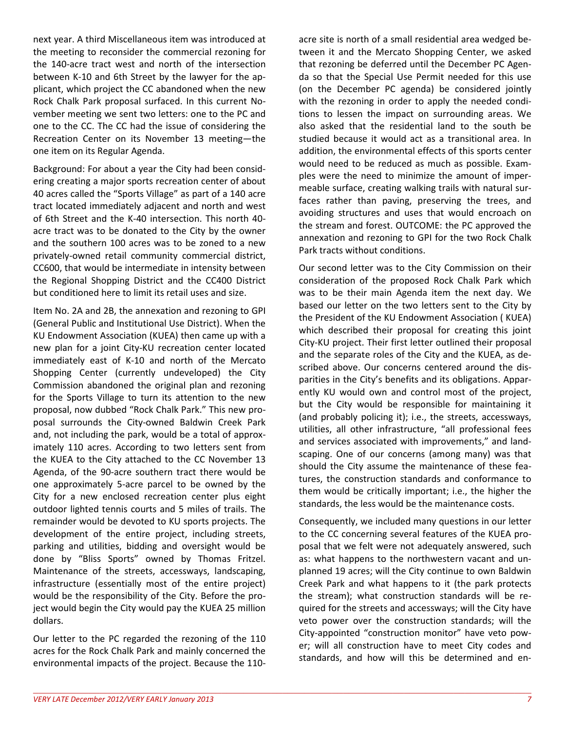next year. A third Miscellaneous item was introduced at the meeting to reconsider the commercial rezoning for the 140-acre tract west and north of the intersection between K-10 and 6th Street by the lawyer for the applicant, which project the CC abandoned when the new Rock Chalk Park proposal surfaced. In this current November meeting we sent two letters: one to the PC and one to the CC. The CC had the issue of considering the Recreation Center on its November 13 meeting—the one item on its Regular Agenda.

Background: For about a year the City had been considering creating a major sports recreation center of about 40 acres called the "Sports Village" as part of a 140 acre tract located immediately adjacent and north and west of 6th Street and the K-40 intersection. This north 40-acre tract was to be donated to the City by the owner and the southern 100 acres was to be zoned to a new privately-owned retail community commercial district, CC600, that would be intermediate in intensity between the Regional Shopping District and the CC400 District but conditioned here to limit its retail uses and size.

Item No. 2A and 2B, the annexation and rezoning to GPI (General Public and Institutional Use District). When the KU Endowment Association (KUEA) then came up with a new plan for a joint City-KU recreation center located immediately east of K-10 and north of the Mercato Shopping Center (currently undeveloped) the City Commission abandoned the original plan and rezoning for the Sports Village to turn its attention to the new proposal, now dubbed "Rock Chalk Park." This new proposal surrounds the City-owned Baldwin Creek Park and, not including the park, would be a total of approximately 110 acres. According to two letters sent from the KUEA to the City attached to the CC November 13 Agenda, of the 90-acre southern tract there would be one approximately 5-acre parcel to be owned by the City for a new enclosed recreation center plus eight outdoor lighted tennis courts and 5 miles of trails. The remainder would be devoted to KU sports projects. The development of the entire project, including streets, parking and utilities, bidding and oversight would be done by "Bliss Sports" owned by Thomas Fritzel. Maintenance of the streets, accessways, landscaping, infrastructure (essentially most of the entire project) would be the responsibility of the City. Before the project would begin the City would pay the KUEA 25 million dollars.

Our letter to the PC regarded the rezoning of the 110 acres for the Rock Chalk Park and mainly concerned the environmental impacts of the project. Because the 110-acre site is north of a small residential area wedged between it and the Mercato Shopping Center, we asked that rezoning be deferred until the December PC Agenda so that the Special Use Permit needed for this use (on the December PC agenda) be considered jointly with the rezoning in order to apply the needed conditions to lessen the impact on surrounding areas. We also asked that the residential land to the south be studied because it would act as a transitional area. In addition, the environmental effects of this sports center would need to be reduced as much as possible. Examples were the need to minimize the amount of impermeable surface, creating walking trails with natural surfaces rather than paving, preserving the trees, and avoiding structures and uses that would encroach on the stream and forest. OUTCOME: the PC approved the annexation and rezoning to GPI for the two Rock Chalk Park tracts without conditions.

Our second letter was to the City Commission on their consideration of the proposed Rock Chalk Park which was to be their main Agenda item the next day. We based our letter on the two letters sent to the City by the President of the KU Endowment Association ( KUEA) which described their proposal for creating this joint City-KU project. Their first letter outlined their proposal and the separate roles of the City and the KUEA, as described above. Our concerns centered around the disparities in the City's benefits and its obligations. Apparently KU would own and control most of the project, but the City would be responsible for maintaining it (and probably policing it); i.e., the streets, accessways, utilities, all other infrastructure, "all professional fees and services associated with improvements," and landscaping. One of our concerns (among many) was that should the City assume the maintenance of these features, the construction standards and conformance to them would be critically important; i.e., the higher the standards, the less would be the maintenance costs.

Consequently, we included many questions in our letter to the CC concerning several features of the KUEA proposal that we felt were not adequately answered, such as: what happens to the northwestern vacant and unplanned 19 acres; will the City continue to own Baldwin Creek Park and what happens to it (the park protects the stream); what construction standards will be required for the streets and accessways; will the City have veto power over the construction standards; will the City-appointed "construction monitor" have veto power; will all construction have to meet City codes and standards, and how will this be determined and en-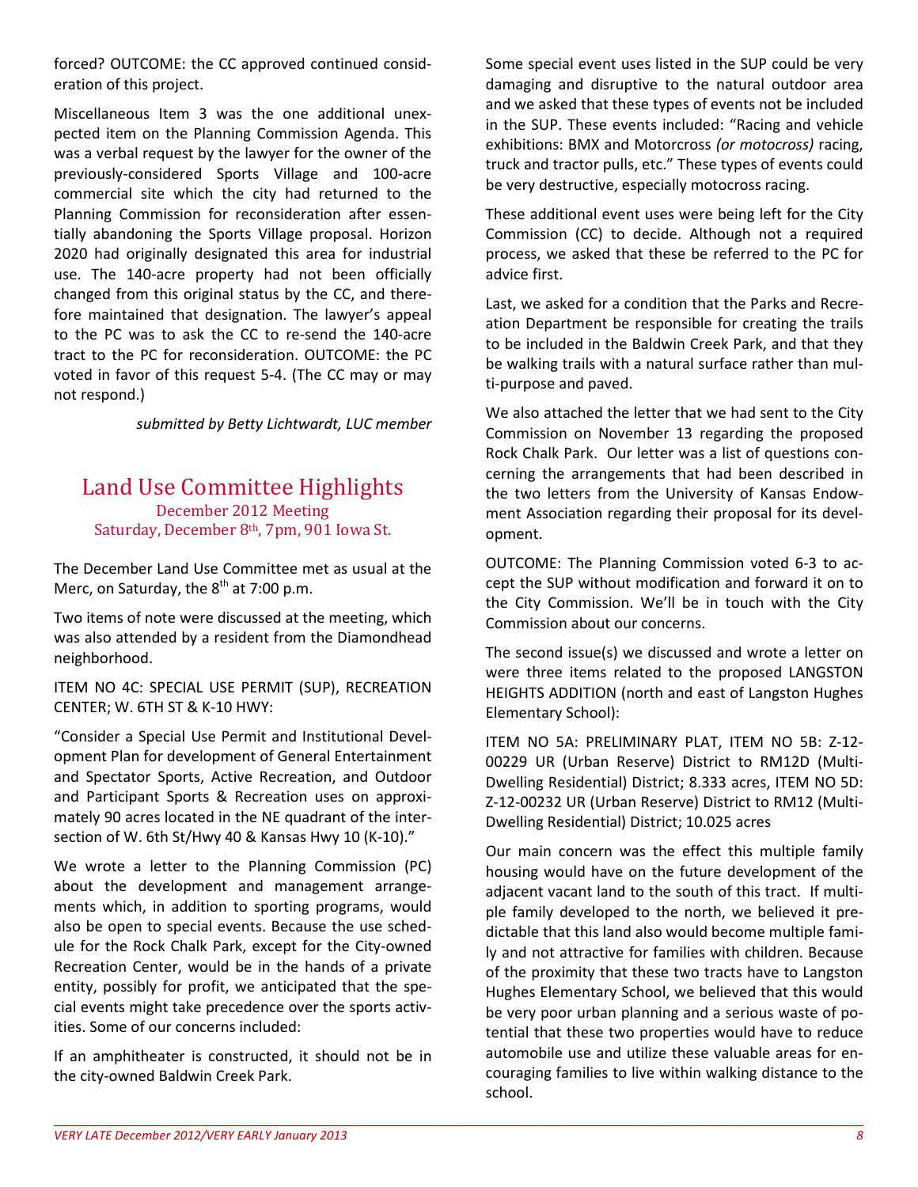forced? OUTCOME: the CC approved continued consideration of this project.

Miscellaneous Item 3 was the one additional unexpected item on the Planning Commission Agenda. This was a verbal request by the lawyer for the owner of the previously-considered Sports Village and 100-acre commercial site which the city had returned to the Planning Commission for reconsideration after essentially abandoning the Sports Village proposal. Horizon 2020 had originally designated this area for industrial use. The 140-acre property had not been officially changed from this original status by the CC, and therefore maintained that designation. The lawyer's appeal to the PC was to ask the CC to re-send the 140-acre tract to the PC for reconsideration. OUTCOME: the PC voted in favor of this request 5-4. (The CC may or may not respond.)

*submitted by Betty Lichtwardt, LUC member*

## Land Use Committee Highlights

December 2012 Meeting
Saturday, December 8th, 7pm, 901 Iowa St.

The December Land Use Committee met as usual at the Merc, on Saturday, the 8th at 7:00 p.m.

Two items of note were discussed at the meeting, which was also attended by a resident from the Diamondhead neighborhood.

ITEM NO 4C: SPECIAL USE PERMIT (SUP), RECREATION CENTER; W. 6TH ST & K-10 HWY:

"Consider a Special Use Permit and Institutional Development Plan for development of General Entertainment and Spectator Sports, Active Recreation, and Outdoor and Participant Sports & Recreation uses on approximately 90 acres located in the NE quadrant of the intersection of W. 6th St/Hwy 40 & Kansas Hwy 10 (K-10)."

We wrote a letter to the Planning Commission (PC) about the development and management arrangements which, in addition to sporting programs, would also be open to special events. Because the use schedule for the Rock Chalk Park, except for the City-owned Recreation Center, would be in the hands of a private entity, possibly for profit, we anticipated that the special events might take precedence over the sports activities. Some of our concerns included:

If an amphitheater is constructed, it should not be in the city-owned Baldwin Creek Park.

Some special event uses listed in the SUP could be very damaging and disruptive to the natural outdoor area and we asked that these types of events not be included in the SUP. These events included: "Racing and vehicle exhibitions: BMX and Motorcross *(or motocross)* racing, truck and tractor pulls, etc." These types of events could be very destructive, especially motocross racing.

These additional event uses were being left for the City Commission (CC) to decide. Although not a required process, we asked that these be referred to the PC for advice first.

Last, we asked for a condition that the Parks and Recreation Department be responsible for creating the trails to be included in the Baldwin Creek Park, and that they be walking trails with a natural surface rather than multi-purpose and paved.

We also attached the letter that we had sent to the City Commission on November 13 regarding the proposed Rock Chalk Park. Our letter was a list of questions concerning the arrangements that had been described in the two letters from the University of Kansas Endowment Association regarding their proposal for its development.

OUTCOME: The Planning Commission voted 6-3 to accept the SUP without modification and forward it on to the City Commission. We'll be in touch with the City Commission about our concerns.

The second issue(s) we discussed and wrote a letter on were three items related to the proposed LANGSTON HEIGHTS ADDITION (north and east of Langston Hughes Elementary School):

ITEM NO 5A: PRELIMINARY PLAT, ITEM NO 5B: Z-12-00229 UR (Urban Reserve) District to RM12D (Multi-Dwelling Residential) District; 8.333 acres, ITEM NO 5D: Z-12-00232 UR (Urban Reserve) District to RM12 (Multi-Dwelling Residential) District; 10.025 acres

Our main concern was the effect this multiple family housing would have on the future development of the adjacent vacant land to the south of this tract. If multiple family developed to the north, we believed it predictable that this land also would become multiple family and not attractive for families with children. Because of the proximity that these two tracts have to Langston Hughes Elementary School, we believed that this would be very poor urban planning and a serious waste of potential that these two properties would have to reduce automobile use and utilize these valuable areas for encouraging families to live within walking distance to the school.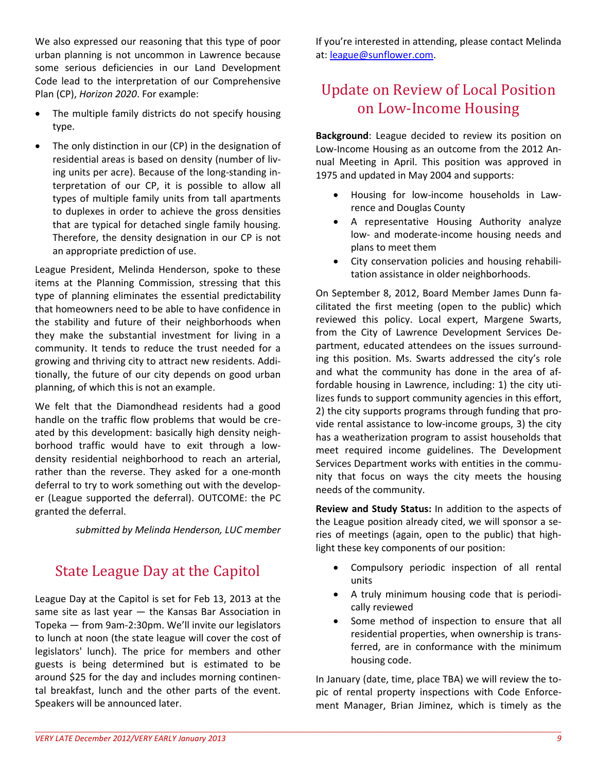We also expressed our reasoning that this type of poor urban planning is not uncommon in Lawrence because some serious deficiencies in our Land Development Code lead to the interpretation of our Comprehensive Plan (CP), *Horizon 2020*. For example:

- The multiple family districts do not specify housing type.
- The only distinction in our (CP) in the designation of residential areas is based on density (number of living units per acre). Because of the long-standing interpretation of our CP, it is possible to allow all types of multiple family units from tall apartments to duplexes in order to achieve the gross densities that are typical for detached single family housing. Therefore, the density designation in our CP is not an appropriate prediction of use.

League President, Melinda Henderson, spoke to these items at the Planning Commission, stressing that this type of planning eliminates the essential predictability that homeowners need to be able to have confidence in the stability and future of their neighborhoods when they make the substantial investment for living in a community. It tends to reduce the trust needed for a growing and thriving city to attract new residents. Additionally, the future of our city depends on good urban planning, of which this is not an example.

We felt that the Diamondhead residents had a good handle on the traffic flow problems that would be created by this development: basically high density neighborhood traffic would have to exit through a low-density residential neighborhood to reach an arterial, rather than the reverse. They asked for a one-month deferral to try to work something out with the developer (League supported the deferral). OUTCOME: the PC granted the deferral.

*submitted by Melinda Henderson, LUC member*

## State League Day at the Capitol

League Day at the Capitol is set for Feb 13, 2013 at the same site as last year — the Kansas Bar Association in Topeka — from 9am-2:30pm. We'll invite our legislators to lunch at noon (the state league will cover the cost of legislators' lunch). The price for members and other guests is being determined but is estimated to be around $25 for the day and includes morning continental breakfast, lunch and the other parts of the event. Speakers will be announced later.

If you're interested in attending, please contact Melinda at: league@sunflower.com.

## Update on Review of Local Position on Low-Income Housing

**Background**: League decided to review its position on Low-Income Housing as an outcome from the 2012 Annual Meeting in April. This position was approved in 1975 and updated in May 2004 and supports:

- Housing for low-income households in Lawrence and Douglas County
- A representative Housing Authority analyze low- and moderate-income housing needs and plans to meet them
- City conservation policies and housing rehabilitation assistance in older neighborhoods.

On September 8, 2012, Board Member James Dunn facilitated the first meeting (open to the public) which reviewed this policy. Local expert, Margene Swarts, from the City of Lawrence Development Services Department, educated attendees on the issues surrounding this position. Ms. Swarts addressed the city's role and what the community has done in the area of affordable housing in Lawrence, including: 1) the city utilizes funds to support community agencies in this effort, 2) the city supports programs through funding that provide rental assistance to low-income groups, 3) the city has a weatherization program to assist households that meet required income guidelines. The Development Services Department works with entities in the community that focus on ways the city meets the housing needs of the community.

**Review and Study Status:** In addition to the aspects of the League position already cited, we will sponsor a series of meetings (again, open to the public) that highlight these key components of our position:

- Compulsory periodic inspection of all rental units
- A truly minimum housing code that is periodically reviewed
- Some method of inspection to ensure that all residential properties, when ownership is transferred, are in conformance with the minimum housing code.

In January (date, time, place TBA) we will review the topic of rental property inspections with Code Enforcement Manager, Brian Jiminez, which is timely as the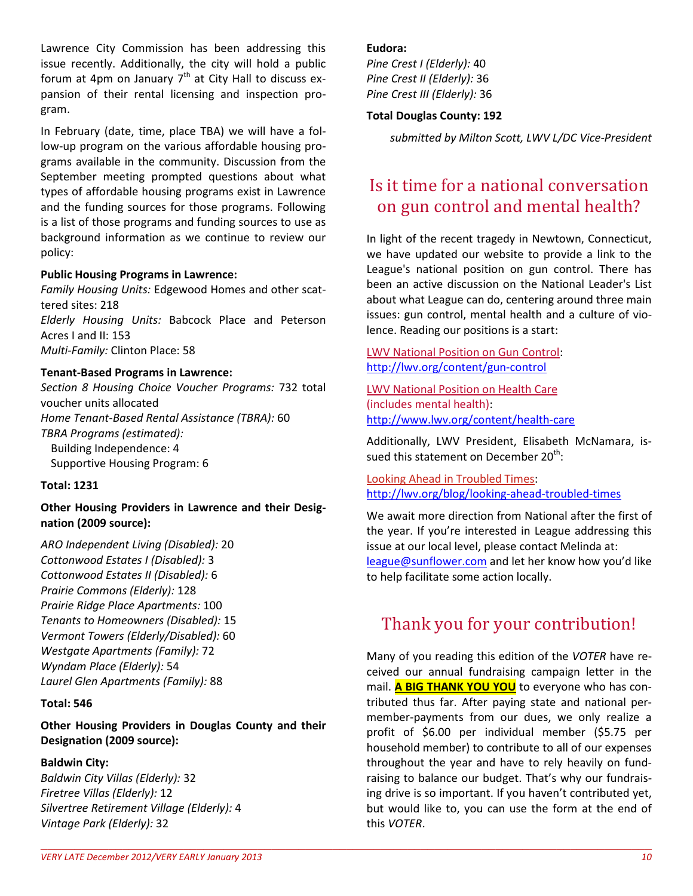Lawrence City Commission has been addressing this issue recently. Additionally, the city will hold a public forum at 4pm on January 7th at City Hall to discuss expansion of their rental licensing and inspection program.

In February (date, time, place TBA) we will have a follow-up program on the various affordable housing programs available in the community. Discussion from the September meeting prompted questions about what types of affordable housing programs exist in Lawrence and the funding sources for those programs. Following is a list of those programs and funding sources to use as background information as we continue to review our policy:

**Public Housing Programs in Lawrence:**
*Family Housing Units:* Edgewood Homes and other scattered sites: 218
*Elderly Housing Units:* Babcock Place and Peterson Acres I and II: 153
*Multi-Family:* Clinton Place: 58

**Tenant-Based Programs in Lawrence:**
*Section 8 Housing Choice Voucher Programs:* 732 total voucher units allocated
*Home Tenant-Based Rental Assistance (TBRA):* 60
*TBRA Programs (estimated):*
  Building Independence: 4
  Supportive Housing Program: 6

**Total: 1231**

**Other Housing Providers in Lawrence and their Designation (2009 source):**

*ARO Independent Living (Disabled):* 20
*Cottonwood Estates I (Disabled):* 3
*Cottonwood Estates II (Disabled):* 6
*Prairie Commons (Elderly):* 128
*Prairie Ridge Place Apartments:* 100
*Tenants to Homeowners (Disabled):* 15
*Vermont Towers (Elderly/Disabled):* 60
*Westgate Apartments (Family):* 72
*Wyndam Place (Elderly):* 54
*Laurel Glen Apartments (Family):* 88

**Total: 546**

**Other Housing Providers in Douglas County and their Designation (2009 source):**

**Baldwin City:**
*Baldwin City Villas (Elderly):* 32
*Firetree Villas (Elderly):* 12
*Silvertree Retirement Village (Elderly):* 4
*Vintage Park (Elderly):* 32

**Eudora:**
*Pine Crest I (Elderly):* 40
*Pine Crest II (Elderly):* 36
*Pine Crest III (Elderly):* 36

**Total Douglas County: 192**

*submitted by Milton Scott, LWV L/DC Vice-President*

## Is it time for a national conversation on gun control and mental health?

In light of the recent tragedy in Newtown, Connecticut, we have updated our website to provide a link to the League's national position on gun control. There has been an active discussion on the National Leader's List about what League can do, centering around three main issues: gun control, mental health and a culture of violence. Reading our positions is a start:

LWV National Position on Gun Control:
http://lwv.org/content/gun-control

LWV National Position on Health Care (includes mental health):
http://www.lwv.org/content/health-care

Additionally, LWV President, Elisabeth McNamara, issued this statement on December 20th:

Looking Ahead in Troubled Times:
http://lwv.org/blog/looking-ahead-troubled-times

We await more direction from National after the first of the year. If you're interested in League addressing this issue at our local level, please contact Melinda at: league@sunflower.com and let her know how you'd like to help facilitate some action locally.

## Thank you for your contribution!

Many of you reading this edition of the *VOTER* have received our annual fundraising campaign letter in the mail. **A BIG THANK YOU YOU** to everyone who has contributed thus far. After paying state and national per-member-payments from our dues, we only realize a profit of $6.00 per individual member ($5.75 per household member) to contribute to all of our expenses throughout the year and have to rely heavily on fundraising to balance our budget. That's why our fundraising drive is so important. If you haven't contributed yet, but would like to, you can use the form at the end of this *VOTER*.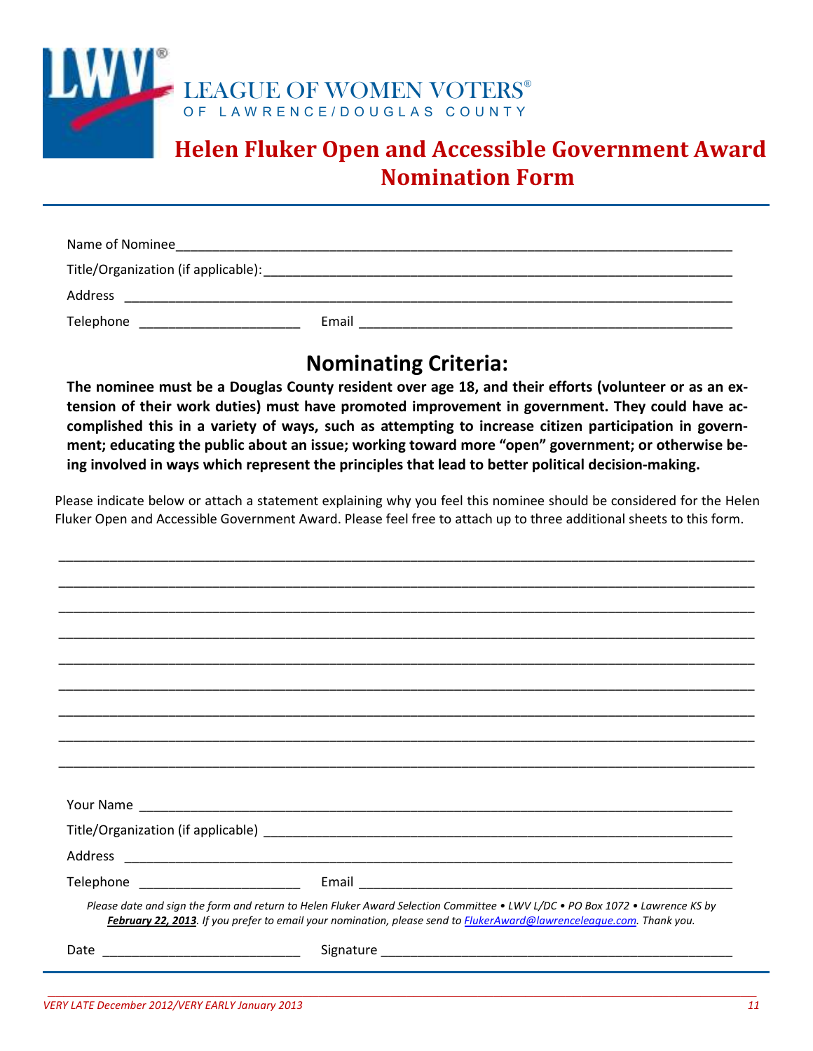LEAGUE OF WOMEN VOTERS®
OF LAWRENCE/DOUGLAS COUNTY

# Helen Fluker Open and Accessible Government Award Nomination Form

Name of Nominee______________________________________________________________________________

Title/Organization (if applicable):_______________________________________________________________

Address _____________________________________________________________________________________

Telephone _____________________ Email ___________________________________________________

## Nominating Criteria:

**The nominee must be a Douglas County resident over age 18, and their efforts (volunteer or as an extension of their work duties) must have promoted improvement in government. They could have accomplished this in a variety of ways, such as attempting to increase citizen participation in government; educating the public about an issue; working toward more "open" government; or otherwise being involved in ways which represent the principles that lead to better political decision-making.**

Please indicate below or attach a statement explaining why you feel this nominee should be considered for the Helen Fluker Open and Accessible Government Award. Please feel free to attach up to three additional sheets to this form.

_____________________________________________________________________________________________

_____________________________________________________________________________________________

_____________________________________________________________________________________________

_____________________________________________________________________________________________

_____________________________________________________________________________________________

_____________________________________________________________________________________________

_____________________________________________________________________________________________

_____________________________________________________________________________________________

_____________________________________________________________________________________________

Your Name ___________________________________________________________________________________

Title/Organization (if applicable) _____________________________________________________________

Address _____________________________________________________________________________________

Telephone _____________________ Email ___________________________________________________

*Please date and sign the form and return to Helen Fluker Award Selection Committee • LWV L/DC • PO Box 1072 • Lawrence KS by* ***February 22, 2013****. If you prefer to email your nomination, please send to FlukerAward@lawrenceleague.com. Thank you.*

Date ___________________________ Signature _________________________________________________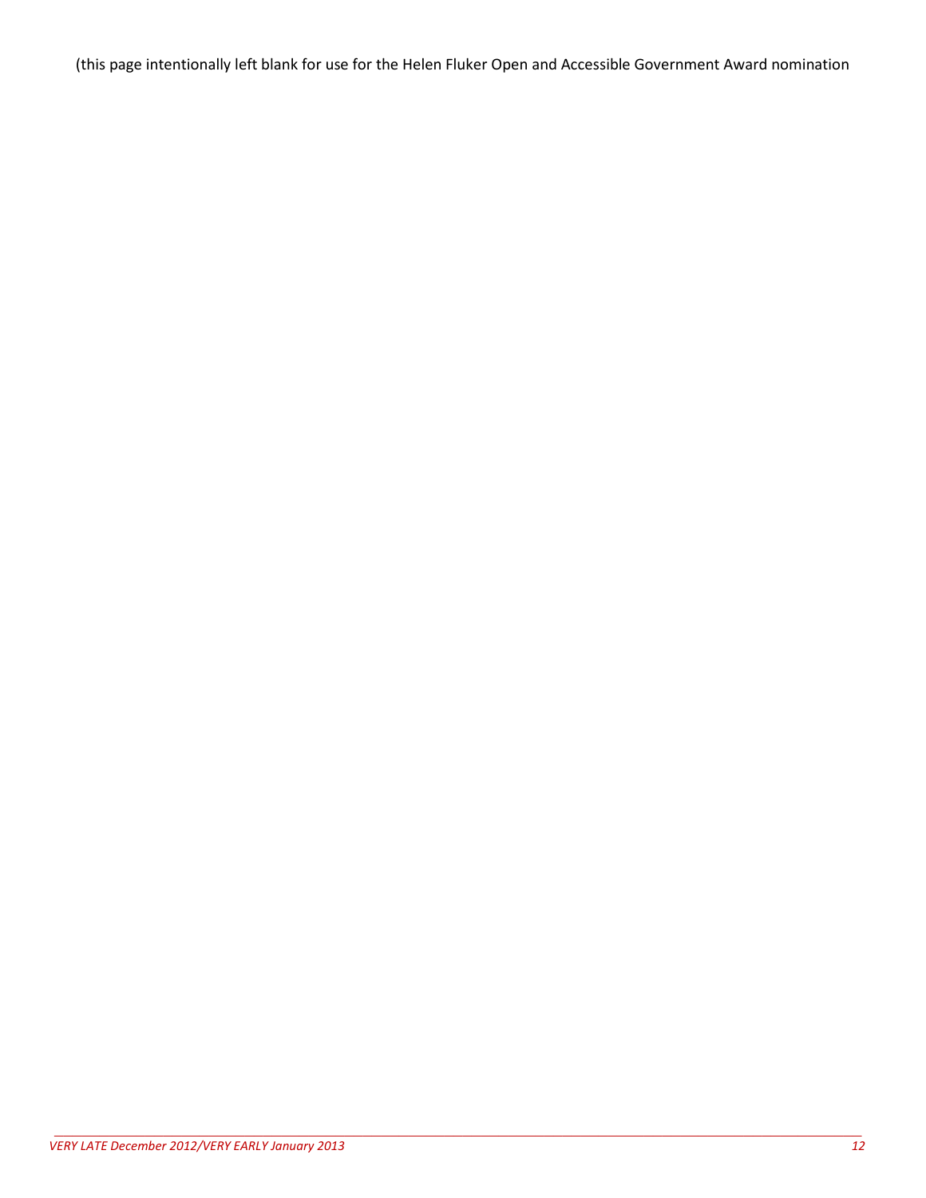(this page intentionally left blank for use for the Helen Fluker Open and Accessible Government Award nomination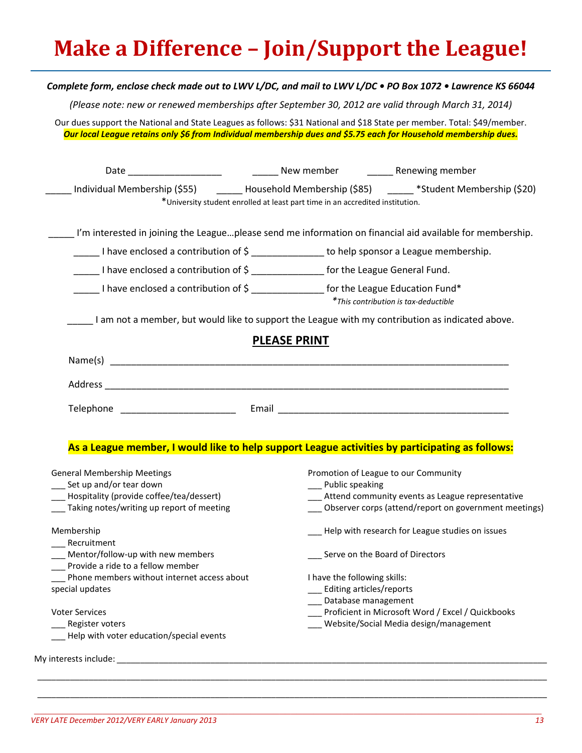# Make a Difference – Join/Support the League!

***Complete form, enclose check made out to LWV L/DC, and mail to LWV L/DC • PO Box 1072 • Lawrence KS 66044***

*(Please note: new or renewed memberships after September 30, 2012 are valid through March 31, 2014)*

Our dues support the National and State Leagues as follows: $31 National and $18 State per member. Total: $49/member.
***Our local League retains only $6 from Individual membership dues and $5.75 each for Household membership dues.***

Date __________________ _____ New member _____ Renewing member

_____ Individual Membership ($55) _____ Household Membership ($85) _____ *Student Membership ($20)

*University student enrolled at least part time in an accredited institution.

_____ I'm interested in joining the League…please send me information on financial aid available for membership.

_____ I have enclosed a contribution of $ _____________ to help sponsor a League membership.

_____ I have enclosed a contribution of $ _____________ for the League General Fund.

_____ I have enclosed a contribution of $ _____________ for the League Education Fund*

*\*This contribution is tax-deductible*

_____ I am not a member, but would like to support the League with my contribution as indicated above.

**PLEASE PRINT**

Name(s) ____________________________________________________________________________

Address ____________________________________________________________________________

Telephone _____________________ Email ____________________________________________

**As a League member, I would like to help support League activities by participating as follows:**

General Membership Meetings
___ Set up and/or tear down
___ Hospitality (provide coffee/tea/dessert)
___ Taking notes/writing up report of meeting

Membership
___ Recruitment
___ Mentor/follow-up with new members
___ Provide a ride to a fellow member
___ Phone members without internet access about special updates

Voter Services
___ Register voters
___ Help with voter education/special events

Promotion of League to our Community
___ Public speaking
___ Attend community events as League representative
___ Observer corps (attend/report on government meetings)

___ Help with research for League studies on issues

___ Serve on the Board of Directors

I have the following skills:
___ Editing articles/reports
___ Database management
___ Proficient in Microsoft Word / Excel / Quickbooks
___ Website/Social Media design/management

My interests include: ____________________________________________________________________________

________________________________________________________________________________________________

________________________________________________________________________________________________